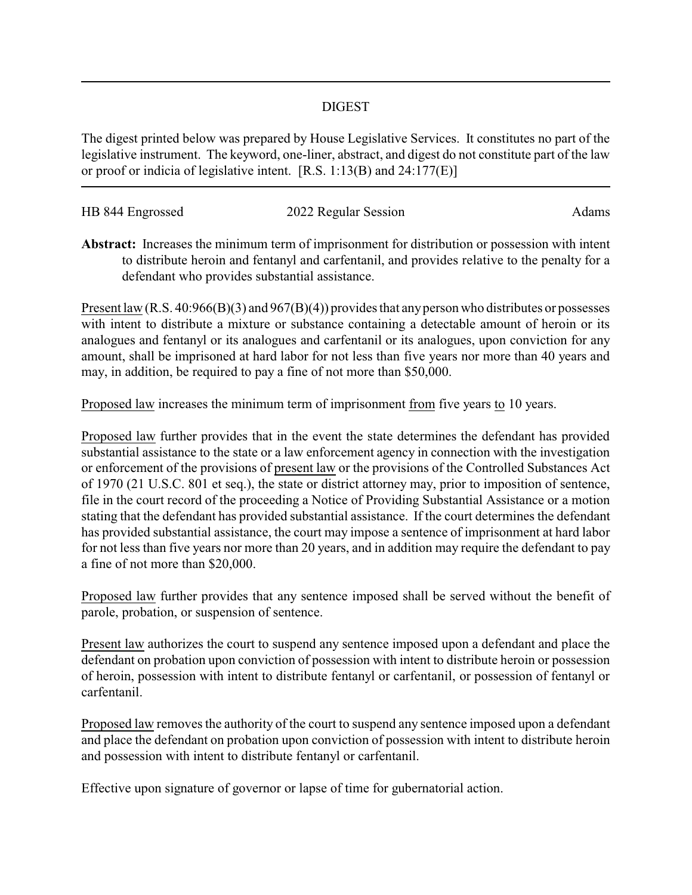## DIGEST

The digest printed below was prepared by House Legislative Services. It constitutes no part of the legislative instrument. The keyword, one-liner, abstract, and digest do not constitute part of the law or proof or indicia of legislative intent. [R.S. 1:13(B) and 24:177(E)]

---

HB 844 Engrossed | 2022 Regular Session | Adams

**Abstract:** Increases the minimum term of imprisonment for distribution or possession with intent to distribute heroin and fentanyl and carfentanil, and provides relative to the penalty for a defendant who provides substantial assistance.

Present law (R.S. 40:966(B)(3) and 967(B)(4)) provides that any person who distributes or possesses with intent to distribute a mixture or substance containing a detectable amount of heroin or its analogues and fentanyl or its analogues and carfentanil or its analogues, upon conviction for any amount, shall be imprisoned at hard labor for not less than five years nor more than 40 years and may, in addition, be required to pay a fine of not more than $50,000.

Proposed law increases the minimum term of imprisonment from five years to 10 years.

Proposed law further provides that in the event the state determines the defendant has provided substantial assistance to the state or a law enforcement agency in connection with the investigation or enforcement of the provisions of present law or the provisions of the Controlled Substances Act of 1970 (21 U.S.C. 801 et seq.), the state or district attorney may, prior to imposition of sentence, file in the court record of the proceeding a Notice of Providing Substantial Assistance or a motion stating that the defendant has provided substantial assistance. If the court determines the defendant has provided substantial assistance, the court may impose a sentence of imprisonment at hard labor for not less than five years nor more than 20 years, and in addition may require the defendant to pay a fine of not more than $20,000.

Proposed law further provides that any sentence imposed shall be served without the benefit of parole, probation, or suspension of sentence.

Present law authorizes the court to suspend any sentence imposed upon a defendant and place the defendant on probation upon conviction of possession with intent to distribute heroin or possession of heroin, possession with intent to distribute fentanyl or carfentanil, or possession of fentanyl or carfentanil.

Proposed law removes the authority of the court to suspend any sentence imposed upon a defendant and place the defendant on probation upon conviction of possession with intent to distribute heroin and possession with intent to distribute fentanyl or carfentanil.

Effective upon signature of governor or lapse of time for gubernatorial action.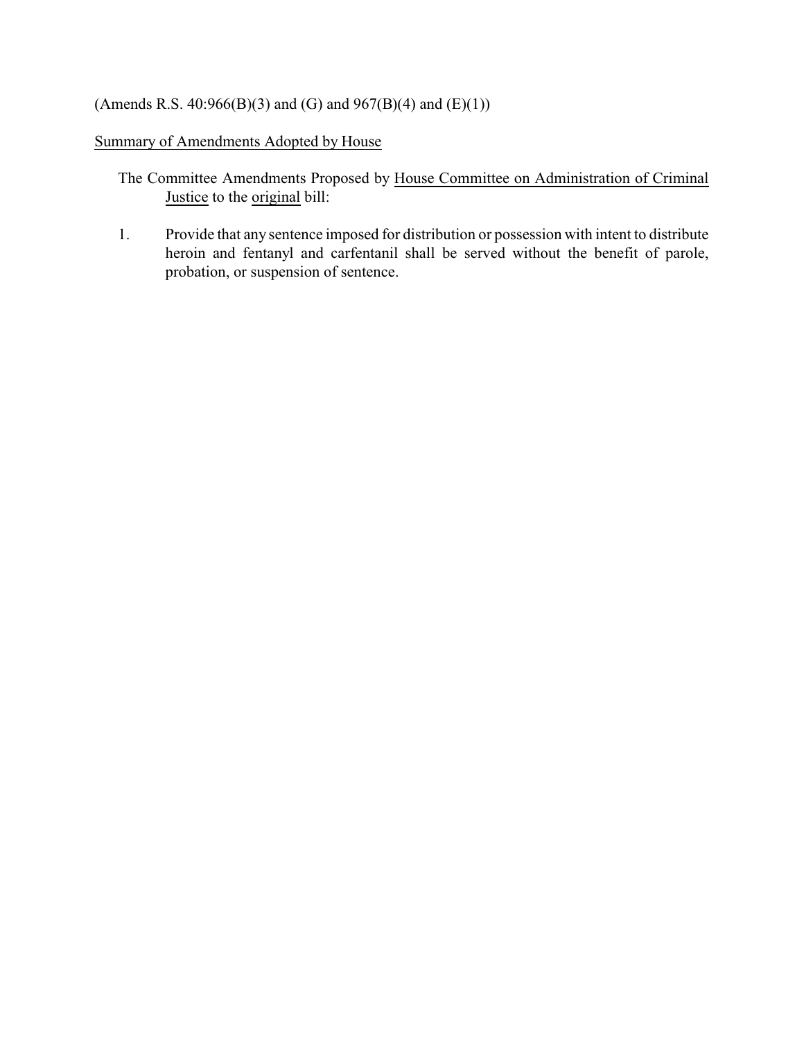(Amends R.S. 40:966(B)(3) and (G) and 967(B)(4) and (E)(1))

Summary of Amendments Adopted by House

The Committee Amendments Proposed by House Committee on Administration of Criminal Justice to the original bill:

1. Provide that any sentence imposed for distribution or possession with intent to distribute heroin and fentanyl and carfentanil shall be served without the benefit of parole, probation, or suspension of sentence.